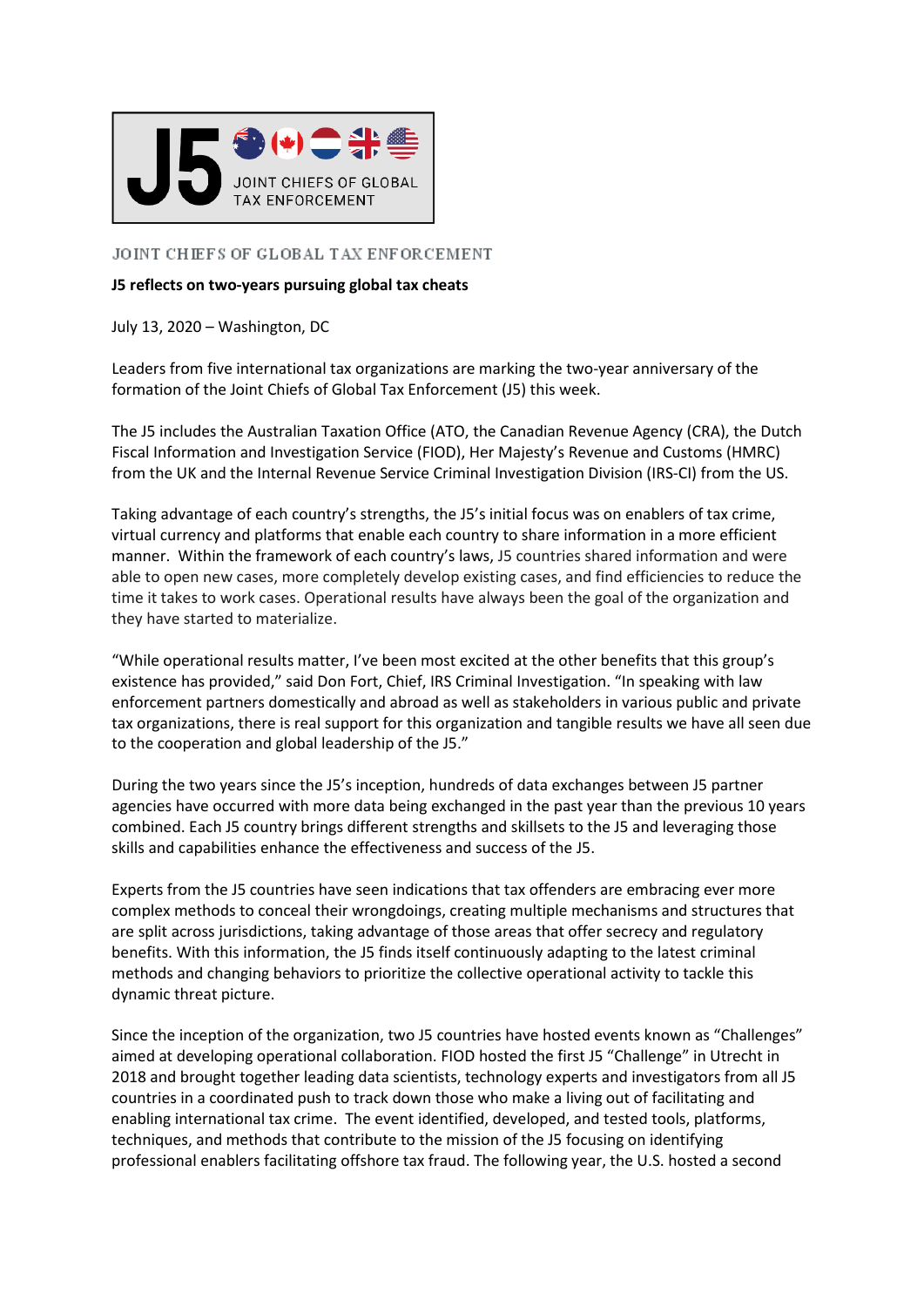J5 JOINT CHIEFS OF GLOBAL TAX ENFORCEMENT

JOINT CHIEFS OF GLOBAL TAX ENFORCEMENT

**J5 reflects on two-years pursuing global tax cheats**

July 13, 2020 – Washington, DC

Leaders from five international tax organizations are marking the two-year anniversary of the formation of the Joint Chiefs of Global Tax Enforcement (J5) this week.

The J5 includes the Australian Taxation Office (ATO, the Canadian Revenue Agency (CRA), the Dutch Fiscal Information and Investigation Service (FIOD), Her Majesty's Revenue and Customs (HMRC) from the UK and the Internal Revenue Service Criminal Investigation Division (IRS-CI) from the US.

Taking advantage of each country's strengths, the J5's initial focus was on enablers of tax crime, virtual currency and platforms that enable each country to share information in a more efficient manner. Within the framework of each country's laws, J5 countries shared information and were able to open new cases, more completely develop existing cases, and find efficiencies to reduce the time it takes to work cases. Operational results have always been the goal of the organization and they have started to materialize.

"While operational results matter, I've been most excited at the other benefits that this group's existence has provided," said Don Fort, Chief, IRS Criminal Investigation. "In speaking with law enforcement partners domestically and abroad as well as stakeholders in various public and private tax organizations, there is real support for this organization and tangible results we have all seen due to the cooperation and global leadership of the J5."

During the two years since the J5's inception, hundreds of data exchanges between J5 partner agencies have occurred with more data being exchanged in the past year than the previous 10 years combined. Each J5 country brings different strengths and skillsets to the J5 and leveraging those skills and capabilities enhance the effectiveness and success of the J5.

Experts from the J5 countries have seen indications that tax offenders are embracing ever more complex methods to conceal their wrongdoings, creating multiple mechanisms and structures that are split across jurisdictions, taking advantage of those areas that offer secrecy and regulatory benefits. With this information, the J5 finds itself continuously adapting to the latest criminal methods and changing behaviors to prioritize the collective operational activity to tackle this dynamic threat picture.

Since the inception of the organization, two J5 countries have hosted events known as "Challenges" aimed at developing operational collaboration. FIOD hosted the first J5 "Challenge" in Utrecht in 2018 and brought together leading data scientists, technology experts and investigators from all J5 countries in a coordinated push to track down those who make a living out of facilitating and enabling international tax crime. The event identified, developed, and tested tools, platforms, techniques, and methods that contribute to the mission of the J5 focusing on identifying professional enablers facilitating offshore tax fraud. The following year, the U.S. hosted a second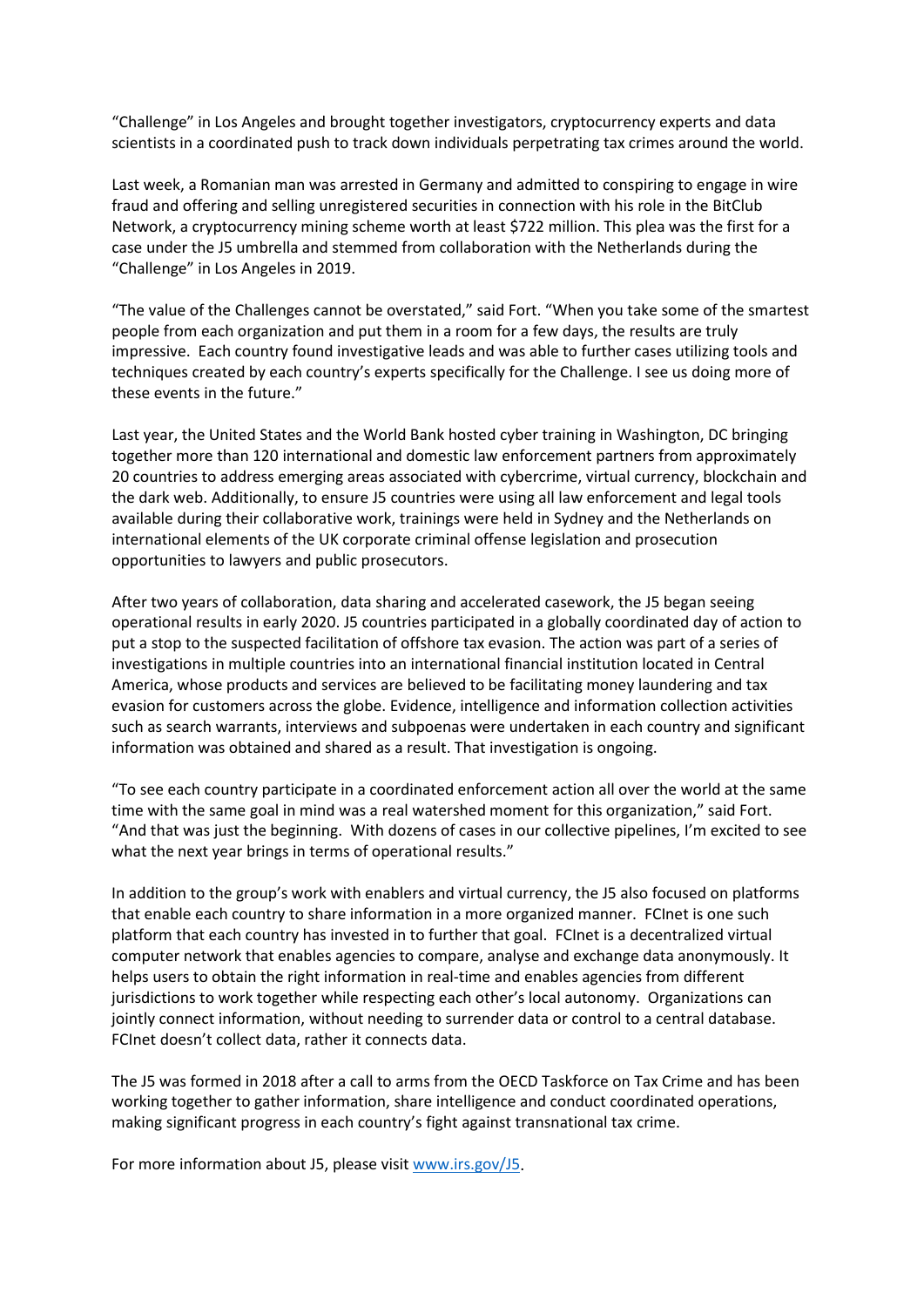"Challenge" in Los Angeles and brought together investigators, cryptocurrency experts and data scientists in a coordinated push to track down individuals perpetrating tax crimes around the world.

Last week, a Romanian man was arrested in Germany and admitted to conspiring to engage in wire fraud and offering and selling unregistered securities in connection with his role in the BitClub Network, a cryptocurrency mining scheme worth at least $722 million. This plea was the first for a case under the J5 umbrella and stemmed from collaboration with the Netherlands during the "Challenge" in Los Angeles in 2019.

"The value of the Challenges cannot be overstated," said Fort. "When you take some of the smartest people from each organization and put them in a room for a few days, the results are truly impressive. Each country found investigative leads and was able to further cases utilizing tools and techniques created by each country's experts specifically for the Challenge. I see us doing more of these events in the future."

Last year, the United States and the World Bank hosted cyber training in Washington, DC bringing together more than 120 international and domestic law enforcement partners from approximately 20 countries to address emerging areas associated with cybercrime, virtual currency, blockchain and the dark web. Additionally, to ensure J5 countries were using all law enforcement and legal tools available during their collaborative work, trainings were held in Sydney and the Netherlands on international elements of the UK corporate criminal offense legislation and prosecution opportunities to lawyers and public prosecutors.

After two years of collaboration, data sharing and accelerated casework, the J5 began seeing operational results in early 2020. J5 countries participated in a globally coordinated day of action to put a stop to the suspected facilitation of offshore tax evasion. The action was part of a series of investigations in multiple countries into an international financial institution located in Central America, whose products and services are believed to be facilitating money laundering and tax evasion for customers across the globe. Evidence, intelligence and information collection activities such as search warrants, interviews and subpoenas were undertaken in each country and significant information was obtained and shared as a result. That investigation is ongoing.

"To see each country participate in a coordinated enforcement action all over the world at the same time with the same goal in mind was a real watershed moment for this organization," said Fort. "And that was just the beginning. With dozens of cases in our collective pipelines, I'm excited to see what the next year brings in terms of operational results."

In addition to the group's work with enablers and virtual currency, the J5 also focused on platforms that enable each country to share information in a more organized manner. FCInet is one such platform that each country has invested in to further that goal. FCInet is a decentralized virtual computer network that enables agencies to compare, analyse and exchange data anonymously. It helps users to obtain the right information in real-time and enables agencies from different jurisdictions to work together while respecting each other's local autonomy. Organizations can jointly connect information, without needing to surrender data or control to a central database. FCInet doesn't collect data, rather it connects data.

The J5 was formed in 2018 after a call to arms from the OECD Taskforce on Tax Crime and has been working together to gather information, share intelligence and conduct coordinated operations, making significant progress in each country's fight against transnational tax crime.

For more information about J5, please visit [www.irs.gov/J5](www.irs.gov/J5).